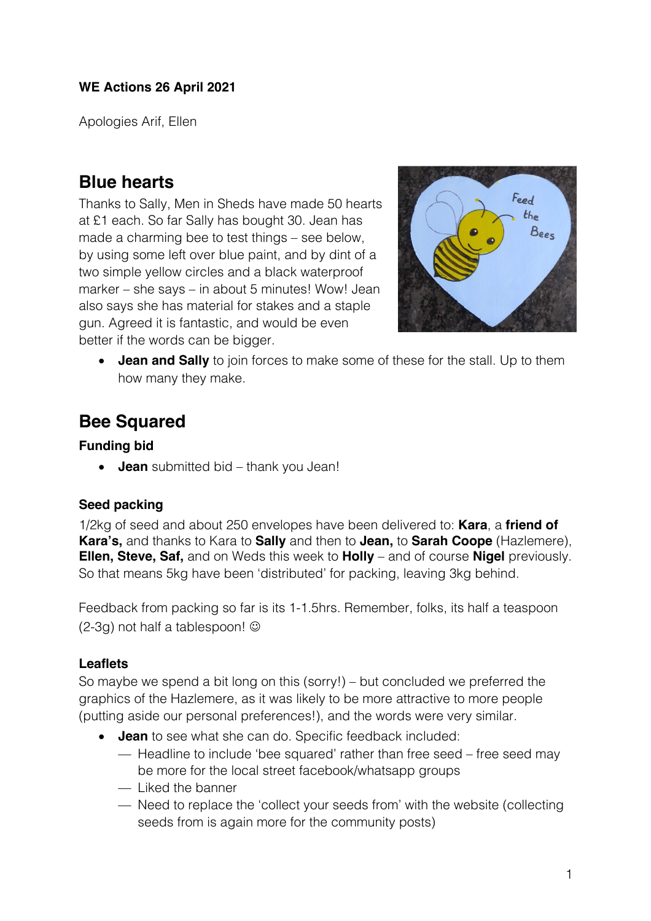**WE Actions 26 April 2021**

Apologies Arif, Ellen

## Blue hearts

Thanks to Sally, Men in Sheds have made 50 hearts at £1 each. So far Sally has bought 30. Jean has made a charming bee to test things – see below, by using some left over blue paint, and by dint of a two simple yellow circles and a black waterproof marker – she says – in about 5 minutes! Wow! Jean also says she has material for stakes and a staple gun. Agreed it is fantastic, and would be even better if the words can be bigger.

- **Jean and Sally** to join forces to make some of these for the stall. Up to them how many they make.

## Bee Squared

### Funding bid

- **Jean** submitted bid – thank you Jean!

### Seed packing

1/2kg of seed and about 250 envelopes have been delivered to: **Kara**, a **friend of Kara's,** and thanks to Kara to **Sally** and then to **Jean,** to **Sarah Coope** (Hazlemere), **Ellen, Steve, Saf,** and on Weds this week to **Holly** – and of course **Nigel** previously. So that means 5kg have been 'distributed' for packing, leaving 3kg behind.

Feedback from packing so far is its 1-1.5hrs. Remember, folks, its half a teaspoon (2-3g) not half a tablespoon! ☺

### Leaflets

So maybe we spend a bit long on this (sorry!) – but concluded we preferred the graphics of the Hazlemere, as it was likely to be more attractive to more people (putting aside our personal preferences!), and the words were very similar.

- **Jean** to see what she can do. Specific feedback included:
  - Headline to include 'bee squared' rather than free seed – free seed may be more for the local street facebook/whatsapp groups
  - Liked the banner
  - Need to replace the 'collect your seeds from' with the website (collecting seeds from is again more for the community posts)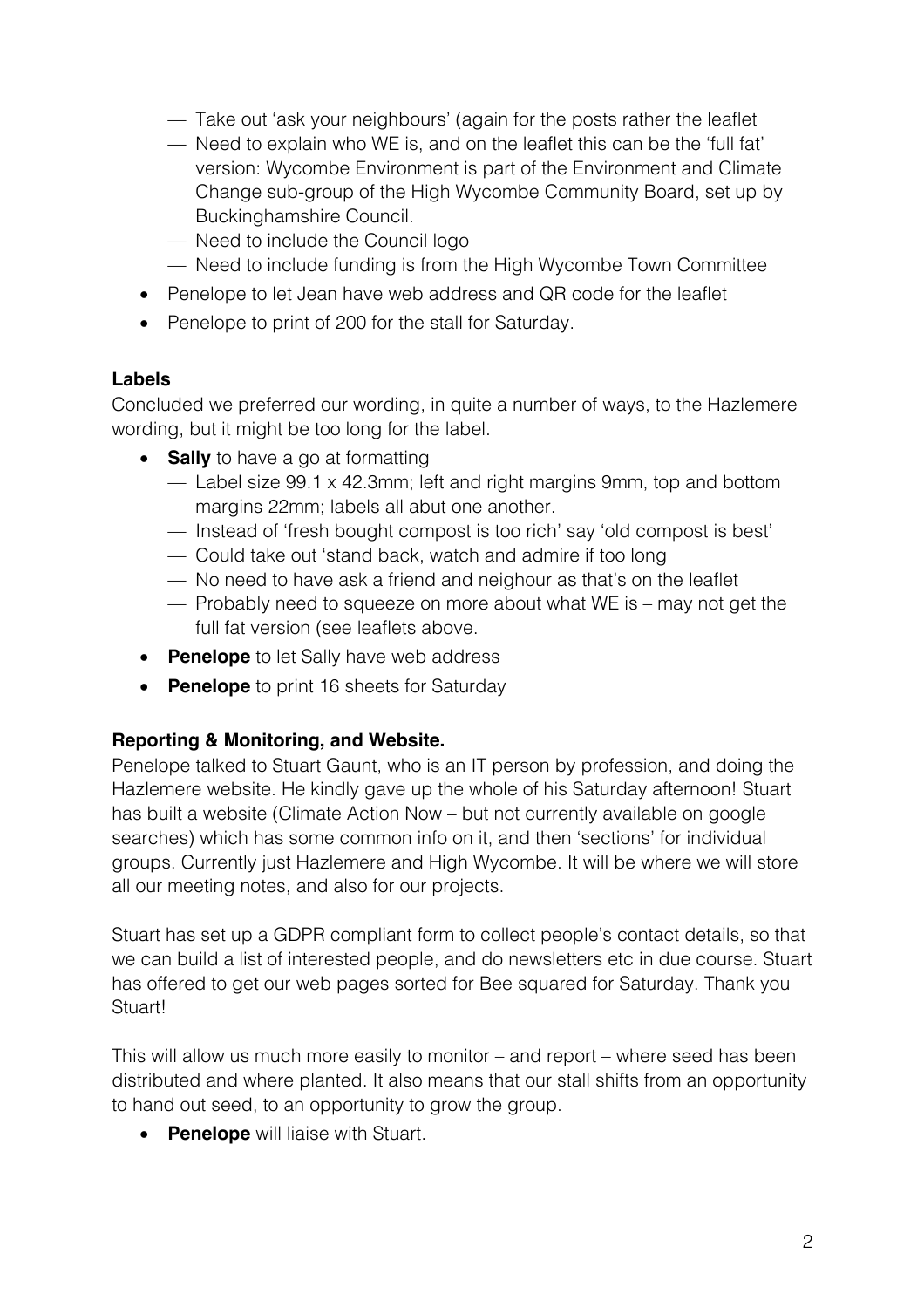- Take out 'ask your neighbours' (again for the posts rather the leaflet
    - Need to explain who WE is, and on the leaflet this can be the 'full fat' version: Wycombe Environment is part of the Environment and Climate Change sub-group of the High Wycombe Community Board, set up by Buckinghamshire Council.
    - Need to include the Council logo
    - Need to include funding is from the High Wycombe Town Committee
- Penelope to let Jean have web address and QR code for the leaflet
- Penelope to print of 200 for the stall for Saturday.

**Labels**

Concluded we preferred our wording, in quite a number of ways, to the Hazlemere wording, but it might be too long for the label.

- **Sally** to have a go at formatting
    - Label size 99.1 x 42.3mm; left and right margins 9mm, top and bottom margins 22mm; labels all abut one another.
    - Instead of 'fresh bought compost is too rich' say 'old compost is best'
    - Could take out 'stand back, watch and admire if too long
    - No need to have ask a friend and neighour as that's on the leaflet
    - Probably need to squeeze on more about what WE is – may not get the full fat version (see leaflets above.
- **Penelope** to let Sally have web address
- **Penelope** to print 16 sheets for Saturday

**Reporting & Monitoring, and Website.**

Penelope talked to Stuart Gaunt, who is an IT person by profession, and doing the Hazlemere website. He kindly gave up the whole of his Saturday afternoon! Stuart has built a website (Climate Action Now – but not currently available on google searches) which has some common info on it, and then 'sections' for individual groups. Currently just Hazlemere and High Wycombe. It will be where we will store all our meeting notes, and also for our projects.

Stuart has set up a GDPR compliant form to collect people's contact details, so that we can build a list of interested people, and do newsletters etc in due course. Stuart has offered to get our web pages sorted for Bee squared for Saturday. Thank you Stuart!

This will allow us much more easily to monitor – and report – where seed has been distributed and where planted. It also means that our stall shifts from an opportunity to hand out seed, to an opportunity to grow the group.

- **Penelope** will liaise with Stuart.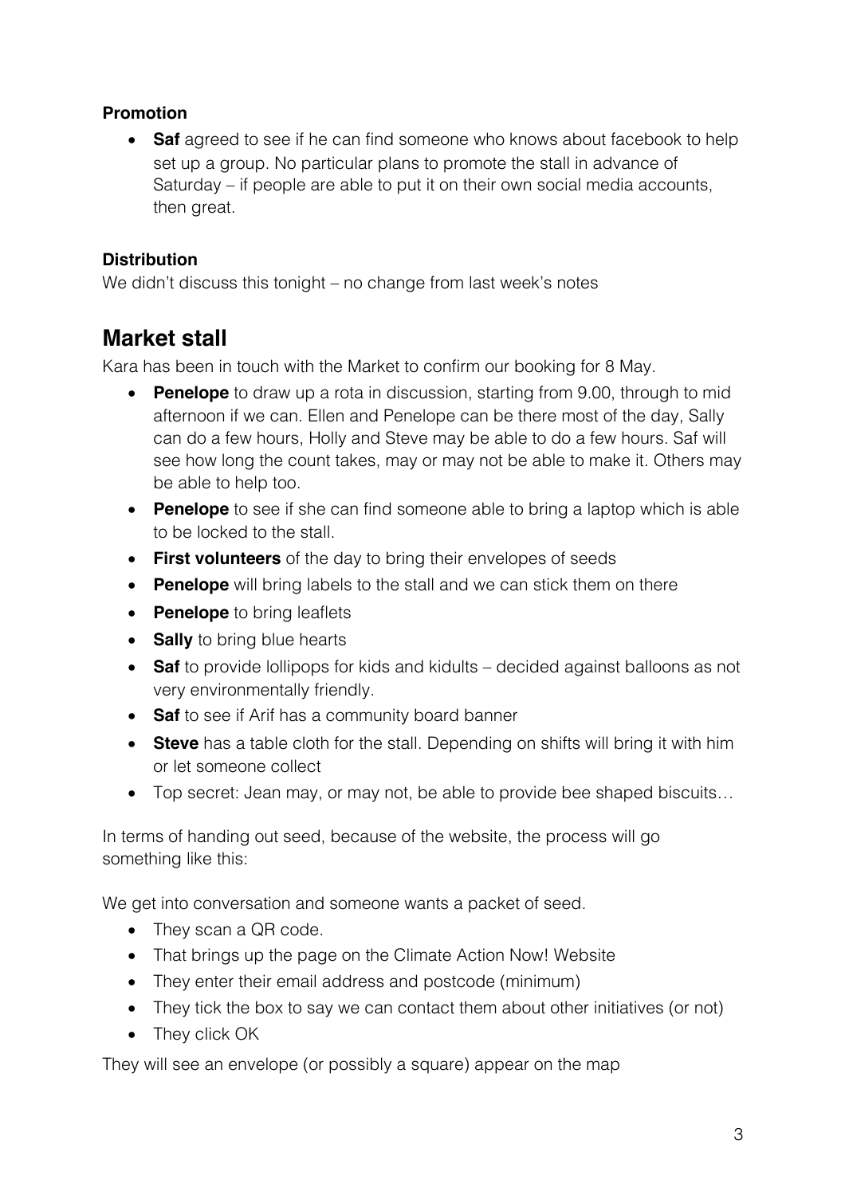**Promotion**

- **Saf** agreed to see if he can find someone who knows about facebook to help set up a group. No particular plans to promote the stall in advance of Saturday – if people are able to put it on their own social media accounts, then great.

**Distribution**

We didn't discuss this tonight – no change from last week's notes

## Market stall

Kara has been in touch with the Market to confirm our booking for 8 May.

- **Penelope** to draw up a rota in discussion, starting from 9.00, through to mid afternoon if we can. Ellen and Penelope can be there most of the day, Sally can do a few hours, Holly and Steve may be able to do a few hours. Saf will see how long the count takes, may or may not be able to make it. Others may be able to help too.
- **Penelope** to see if she can find someone able to bring a laptop which is able to be locked to the stall.
- **First volunteers** of the day to bring their envelopes of seeds
- **Penelope** will bring labels to the stall and we can stick them on there
- **Penelope** to bring leaflets
- **Sally** to bring blue hearts
- **Saf** to provide lollipops for kids and kidults – decided against balloons as not very environmentally friendly.
- **Saf** to see if Arif has a community board banner
- **Steve** has a table cloth for the stall. Depending on shifts will bring it with him or let someone collect
- Top secret: Jean may, or may not, be able to provide bee shaped biscuits…

In terms of handing out seed, because of the website, the process will go something like this:

We get into conversation and someone wants a packet of seed.

- They scan a QR code.
- That brings up the page on the Climate Action Now! Website
- They enter their email address and postcode (minimum)
- They tick the box to say we can contact them about other initiatives (or not)
- They click OK

They will see an envelope (or possibly a square) appear on the map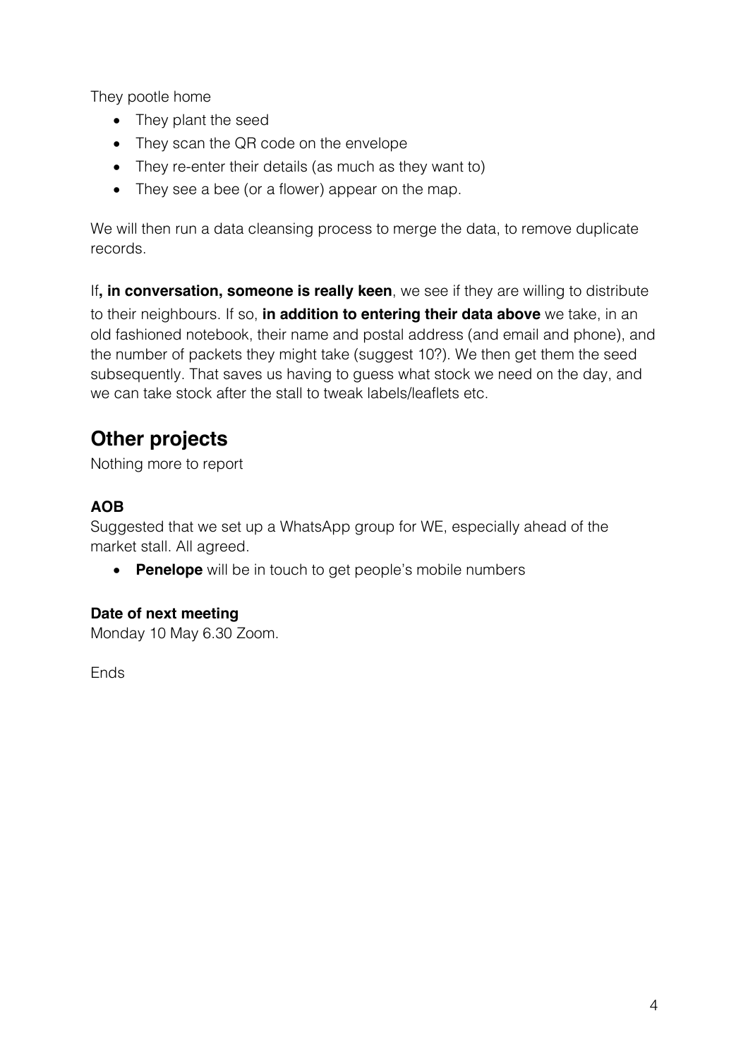They pootle home

- They plant the seed
- They scan the QR code on the envelope
- They re-enter their details (as much as they want to)
- They see a bee (or a flower) appear on the map.

We will then run a data cleansing process to merge the data, to remove duplicate records.

If**, in conversation, someone is really keen**, we see if they are willing to distribute to their neighbours. If so, **in addition to entering their data above** we take, in an old fashioned notebook, their name and postal address (and email and phone), and the number of packets they might take (suggest 10?). We then get them the seed subsequently. That saves us having to guess what stock we need on the day, and we can take stock after the stall to tweak labels/leaflets etc.

## Other projects

Nothing more to report

### AOB

Suggested that we set up a WhatsApp group for WE, especially ahead of the market stall. All agreed.

- **Penelope** will be in touch to get people's mobile numbers

### Date of next meeting

Monday 10 May 6.30 Zoom.

Ends